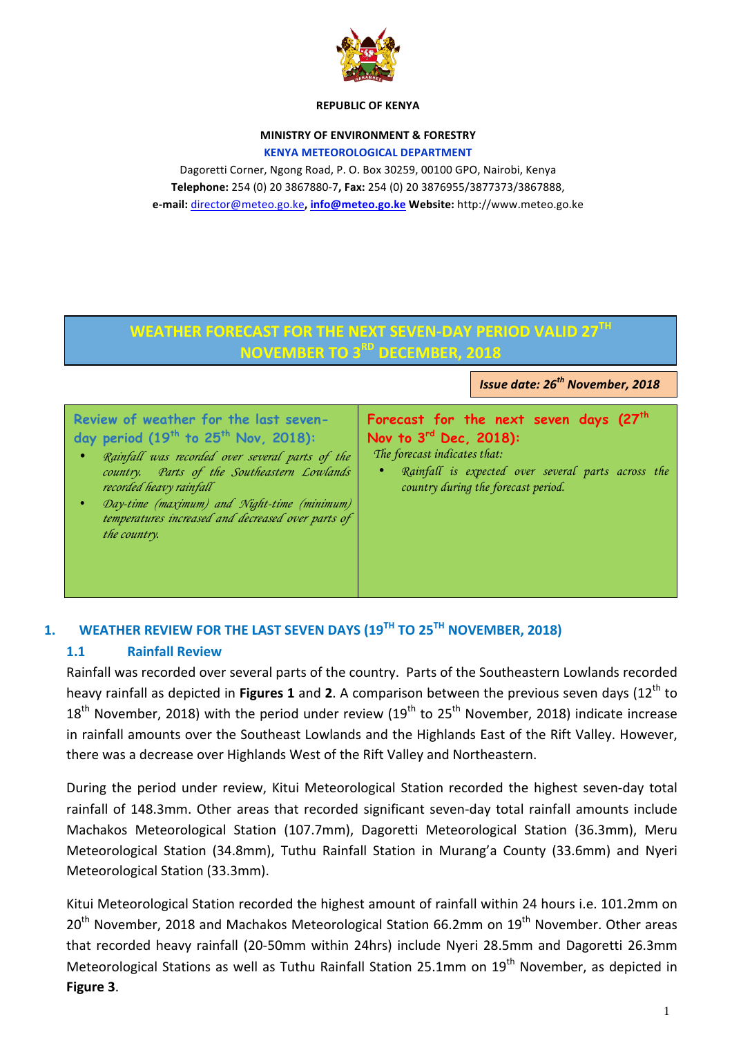**REPUBLIC OF KENYA**

**MINISTRY OF ENVIRONMENT & FORESTRY**

**KENYA METEOROLOGICAL DEPARTMENT**

Dagoretti Corner, Ngong Road, P. O. Box 30259, 00100 GPO, Nairobi, Kenya
**Telephone:** 254 (0) 20 3867880-7, **Fax:** 254 (0) 20 3876955/3877373/3867888,
**e-mail:** director@meteo.go.ke**, info@meteo.go.ke Website:** http://www.meteo.go.ke

# WEATHER FORECAST FOR THE NEXT SEVEN-DAY PERIOD VALID 27TH NOVEMBER TO 3RD DECEMBER, 2018

***Issue date: 26th November, 2018***

| **Review of weather for the last seven-day period (19th to 25th Nov, 2018):** | **Forecast for the next seven days (27th Nov to 3rd Dec, 2018):** |
|---|---|
| • *Rainfall was recorded over several parts of the country. Parts of the Southeastern Lowlands recorded heavy rainfall*<br>• *Day-time (maximum) and Night-time (minimum) temperatures increased and decreased over parts of the country.* | *The forecast indicates that:*<br>• *Rainfall is expected over several parts across the country during the forecast period.* |

## 1. WEATHER REVIEW FOR THE LAST SEVEN DAYS (19TH TO 25TH NOVEMBER, 2018)

### 1.1 Rainfall Review

Rainfall was recorded over several parts of the country. Parts of the Southeastern Lowlands recorded heavy rainfall as depicted in **Figures 1** and **2**. A comparison between the previous seven days (12th to 18th November, 2018) with the period under review (19th to 25th November, 2018) indicate increase in rainfall amounts over the Southeast Lowlands and the Highlands East of the Rift Valley. However, there was a decrease over Highlands West of the Rift Valley and Northeastern.

During the period under review, Kitui Meteorological Station recorded the highest seven-day total rainfall of 148.3mm. Other areas that recorded significant seven-day total rainfall amounts include Machakos Meteorological Station (107.7mm), Dagoretti Meteorological Station (36.3mm), Meru Meteorological Station (34.8mm), Tuthu Rainfall Station in Murang'a County (33.6mm) and Nyeri Meteorological Station (33.3mm).

Kitui Meteorological Station recorded the highest amount of rainfall within 24 hours i.e. 101.2mm on 20th November, 2018 and Machakos Meteorological Station 66.2mm on 19th November. Other areas that recorded heavy rainfall (20-50mm within 24hrs) include Nyeri 28.5mm and Dagoretti 26.3mm Meteorological Stations as well as Tuthu Rainfall Station 25.1mm on 19th November, as depicted in **Figure 3**.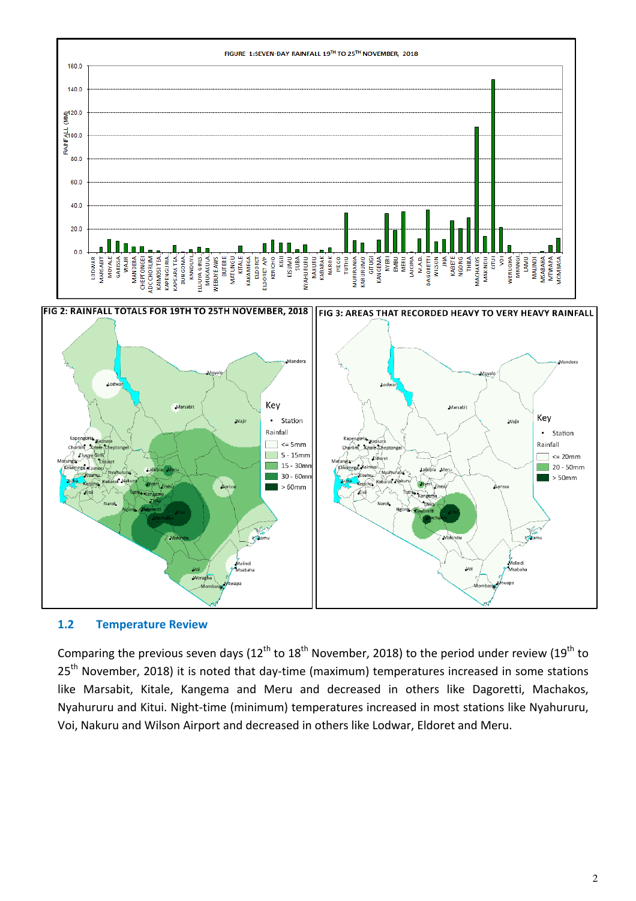FIGURE 1:SEVEN-DAY RAINFALL 19TH TO 25TH NOVEMBER, 2018

FIG 2: RAINFALL TOTALS FOR 19TH TO 25TH NOVEMBER, 2018

FIG 3: AREAS THAT RECORDED HEAVY TO VERY HEAVY RAINFALL

### 1.2 Temperature Review

Comparing the previous seven days (12th to 18th November, 2018) to the period under review (19th to 25th November, 2018) it is noted that day-time (maximum) temperatures increased in some stations like Marsabit, Kitale, Kangema and Meru and decreased in others like Dagoretti, Machakos, Nyahururu and Kitui. Night-time (minimum) temperatures increased in most stations like Nyahururu, Voi, Nakuru and Wilson Airport and decreased in others like Lodwar, Eldoret and Meru.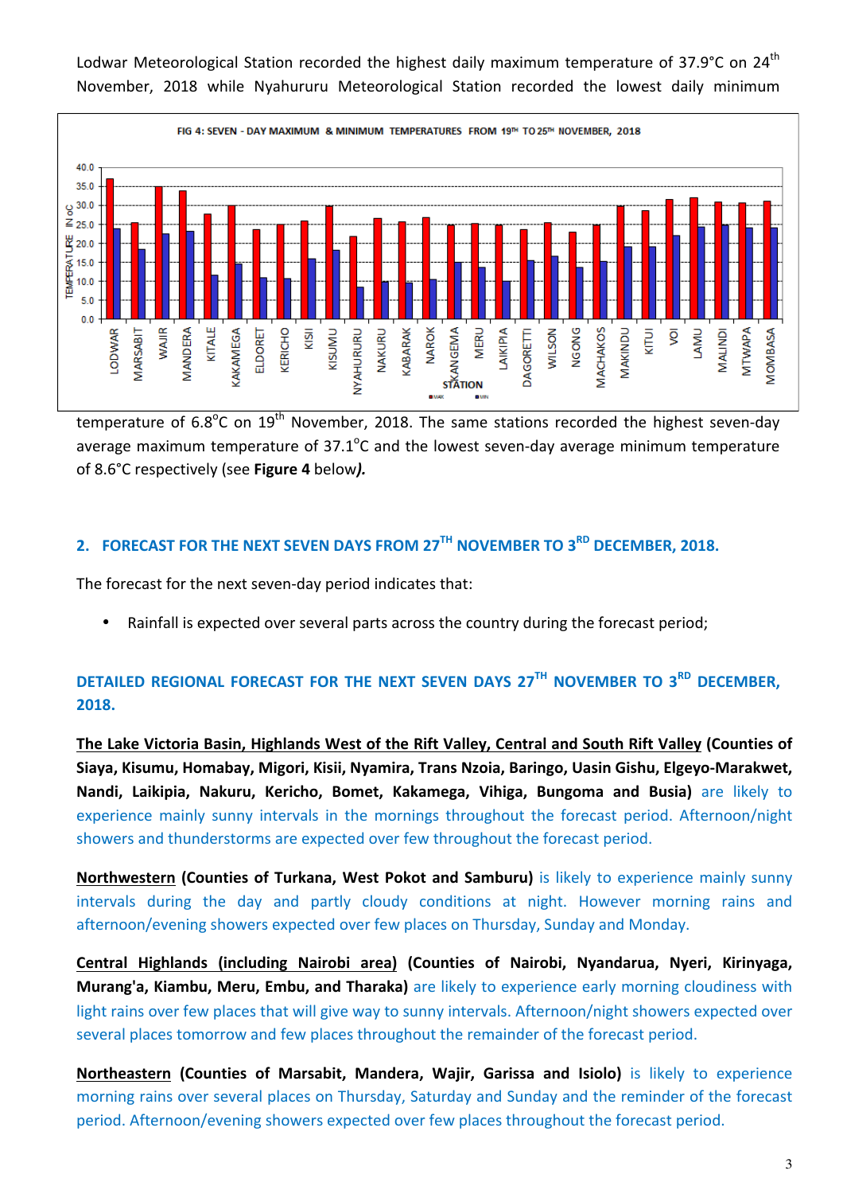Lodwar Meteorological Station recorded the highest daily maximum temperature of 37.9°C on 24th November, 2018 while Nyahururu Meteorological Station recorded the lowest daily minimum temperature of 6.8°C on 19th November, 2018. The same stations recorded the highest seven-day average maximum temperature of 37.1°C and the lowest seven-day average minimum temperature of 8.6°C respectively (see **Figure 4** below***).***

FIG 4: SEVEN - DAY MAXIMUM & MINIMUM TEMPERATURES FROM 19TH TO 25TH NOVEMBER, 2018

## 2. FORECAST FOR THE NEXT SEVEN DAYS FROM 27TH NOVEMBER TO 3RD DECEMBER, 2018.

The forecast for the next seven-day period indicates that:

- Rainfall is expected over several parts across the country during the forecast period;

## DETAILED REGIONAL FORECAST FOR THE NEXT SEVEN DAYS 27TH NOVEMBER TO 3RD DECEMBER, 2018.

**<u>The Lake Victoria Basin, Highlands West of the Rift Valley, Central and South Rift Valley</u> (Counties of Siaya, Kisumu, Homabay, Migori, Kisii, Nyamira, Trans Nzoia, Baringo, Uasin Gishu, Elgeyo-Marakwet, Nandi, Laikipia, Nakuru, Kericho, Bomet, Kakamega, Vihiga, Bungoma and Busia)** are likely to experience mainly sunny intervals in the mornings throughout the forecast period. Afternoon/night showers and thunderstorms are expected over few throughout the forecast period.

**<u>Northwestern</u> (Counties of Turkana, West Pokot and Samburu)** is likely to experience mainly sunny intervals during the day and partly cloudy conditions at night. However morning rains and afternoon/evening showers expected over few places on Thursday, Sunday and Monday.

**<u>Central Highlands (including Nairobi area)</u> (Counties of Nairobi, Nyandarua, Nyeri, Kirinyaga, Murang'a, Kiambu, Meru, Embu, and Tharaka)** are likely to experience early morning cloudiness with light rains over few places that will give way to sunny intervals. Afternoon/night showers expected over several places tomorrow and few places throughout the remainder of the forecast period.

**<u>Northeastern</u> (Counties of Marsabit, Mandera, Wajir, Garissa and Isiolo)** is likely to experience morning rains over several places on Thursday, Saturday and Sunday and the reminder of the forecast period. Afternoon/evening showers expected over few places throughout the forecast period.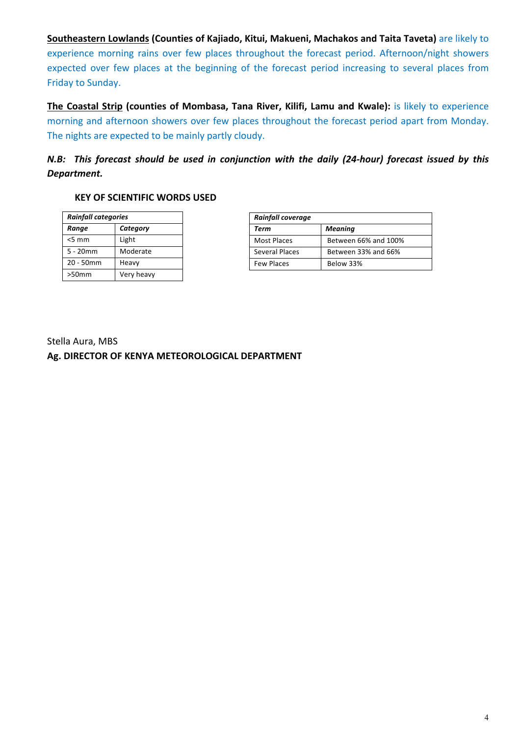**<u>Southeastern Lowlands</u> (Counties of Kajiado, Kitui, Makueni, Machakos and Taita Taveta)** are likely to experience morning rains over few places throughout the forecast period. Afternoon/night showers expected over few places at the beginning of the forecast period increasing to several places from Friday to Sunday.

**<u>The Coastal Strip</u> (counties of Mombasa, Tana River, Kilifi, Lamu and Kwale):** is likely to experience morning and afternoon showers over few places throughout the forecast period apart from Monday. The nights are expected to be mainly partly cloudy.

***N.B: This forecast should be used in conjunction with the daily (24-hour) forecast issued by this Department.***

**KEY OF SCIENTIFIC WORDS USED**

| ***Rainfall categories*** | |
|---|---|
| ***Range*** | ***Category*** |
| <5 mm | Light |
| 5 - 20mm | Moderate |
| 20 - 50mm | Heavy |
| >50mm | Very heavy |

| ***Rainfall coverage*** | |
|---|---|
| ***Term*** | ***Meaning*** |
| Most Places | Between 66% and 100% |
| Several Places | Between 33% and 66% |
| Few Places | Below 33% |

Stella Aura, MBS
**Ag. DIRECTOR OF KENYA METEOROLOGICAL DEPARTMENT**